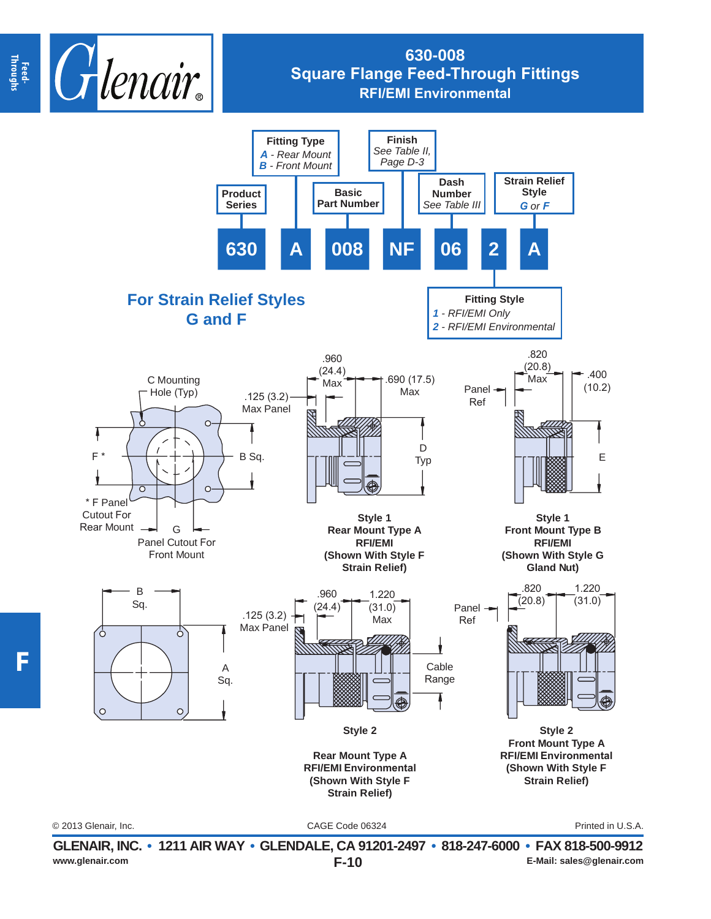# 630-008
## Square Flange Feed-Through Fittings
### RFI/EMI Environmental

**Product Series** — 630

**Fitting Type** — A
- *A* - Rear Mount
- *B* - Front Mount

**Basic Part Number** — 008

**Finish** — NF
- See Table II, Page D-3

**Dash Number** — 06
- See Table III

**Fitting Style** — 2
- *1* - RFI/EMI Only
- *2* - RFI/EMI Environmental

**Strain Relief Style** — A
- *G* or *F*

630 A 008 NF 06 2 A

## For Strain Relief Styles G and F

C Mounting Hole (Typ)

F *

B Sq.

* F Panel Cutout For Rear Mount

G Panel Cutout For Front Mount

.125 (3.2) Max Panel

.960 (24.4) Max

.690 (17.5) Max

D Typ

**Style 1**
**Rear Mount Type A**
**RFI/EMI**
**(Shown With Style F Strain Relief)**

Panel Ref

.820 (20.8) Max

.400 (10.2)

E

**Style 1**
**Front Mount Type B**
**RFI/EMI**
**(Shown With Style G Gland Nut)**

B Sq.

A Sq.

.125 (3.2) Max Panel

.960 (24.4)

1.220 (31.0) Max

Cable Range

**Style 2**

**Rear Mount Type A**
**RFI/EMI Environmental**
**(Shown With Style F Strain Relief)**

Panel Ref

.820 (20.8)

1.220 (31.0)

**Style 2**
**Front Mount Type A**
**RFI/EMI Environmental**
**(Shown With Style F Strain Relief)**

© 2013 Glenair, Inc. CAGE Code 06324 Printed in U.S.A.

**GLENAIR, INC. • 1211 AIR WAY • GLENDALE, CA 91201-2497 • 818-247-6000 • FAX 818-500-9912**

www.glenair.com **F-10** **E-Mail: sales@glenair.com**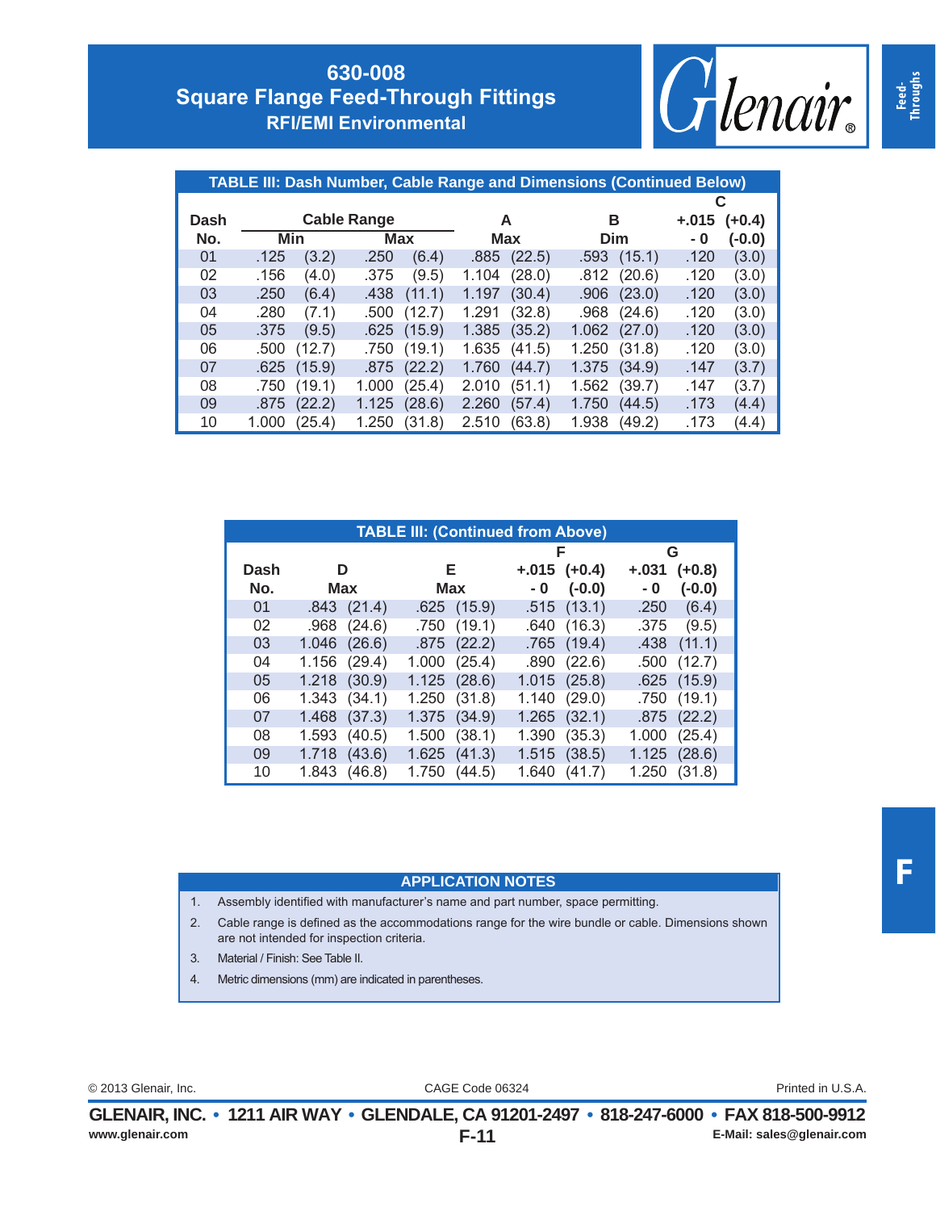# 630-008
## Square Flange Feed-Through Fittings
### RFI/EMI Environmental

**TABLE III: Dash Number, Cable Range and Dimensions (Continued Below)**

| Dash No. | Cable Range Min | | Cable Range Max | | A Max | | B Dim | | C +.015 - 0 | C (+0.4) (-0.0) |
|---|---|---|---|---|---|---|---|---|---|---|
| 01 | .125 | (3.2) | .250 | (6.4) | .885 | (22.5) | .593 | (15.1) | .120 | (3.0) |
| 02 | .156 | (4.0) | .375 | (9.5) | 1.104 | (28.0) | .812 | (20.6) | .120 | (3.0) |
| 03 | .250 | (6.4) | .438 | (11.1) | 1.197 | (30.4) | .906 | (23.0) | .120 | (3.0) |
| 04 | .280 | (7.1) | .500 | (12.7) | 1.291 | (32.8) | .968 | (24.6) | .120 | (3.0) |
| 05 | .375 | (9.5) | .625 | (15.9) | 1.385 | (35.2) | 1.062 | (27.0) | .120 | (3.0) |
| 06 | .500 | (12.7) | .750 | (19.1) | 1.635 | (41.5) | 1.250 | (31.8) | .120 | (3.0) |
| 07 | .625 | (15.9) | .875 | (22.2) | 1.760 | (44.7) | 1.375 | (34.9) | .147 | (3.7) |
| 08 | .750 | (19.1) | 1.000 | (25.4) | 2.010 | (51.1) | 1.562 | (39.7) | .147 | (3.7) |
| 09 | .875 | (22.2) | 1.125 | (28.6) | 2.260 | (57.4) | 1.750 | (44.5) | .173 | (4.4) |
| 10 | 1.000 | (25.4) | 1.250 | (31.8) | 2.510 | (63.8) | 1.938 | (49.2) | .173 | (4.4) |

**TABLE III: (Continued from Above)**

| Dash No. | D Max | | E Max | | F +.015 - 0 | F (+0.4) (-0.0) | G +.031 - 0 | G (+0.8) (-0.0) |
|---|---|---|---|---|---|---|---|---|
| 01 | .843 | (21.4) | .625 | (15.9) | .515 | (13.1) | .250 | (6.4) |
| 02 | .968 | (24.6) | .750 | (19.1) | .640 | (16.3) | .375 | (9.5) |
| 03 | 1.046 | (26.6) | .875 | (22.2) | .765 | (19.4) | .438 | (11.1) |
| 04 | 1.156 | (29.4) | 1.000 | (25.4) | .890 | (22.6) | .500 | (12.7) |
| 05 | 1.218 | (30.9) | 1.125 | (28.6) | 1.015 | (25.8) | .625 | (15.9) |
| 06 | 1.343 | (34.1) | 1.250 | (31.8) | 1.140 | (29.0) | .750 | (19.1) |
| 07 | 1.468 | (37.3) | 1.375 | (34.9) | 1.265 | (32.1) | .875 | (22.2) |
| 08 | 1.593 | (40.5) | 1.500 | (38.1) | 1.390 | (35.3) | 1.000 | (25.4) |
| 09 | 1.718 | (43.6) | 1.625 | (41.3) | 1.515 | (38.5) | 1.125 | (28.6) |
| 10 | 1.843 | (46.8) | 1.750 | (44.5) | 1.640 | (41.7) | 1.250 | (31.8) |

**APPLICATION NOTES**

1. Assembly identified with manufacturer's name and part number, space permitting.
2. Cable range is defined as the accommodations range for the wire bundle or cable. Dimensions shown are not intended for inspection criteria.
3. Material / Finish: See Table II.
4. Metric dimensions (mm) are indicated in parentheses.